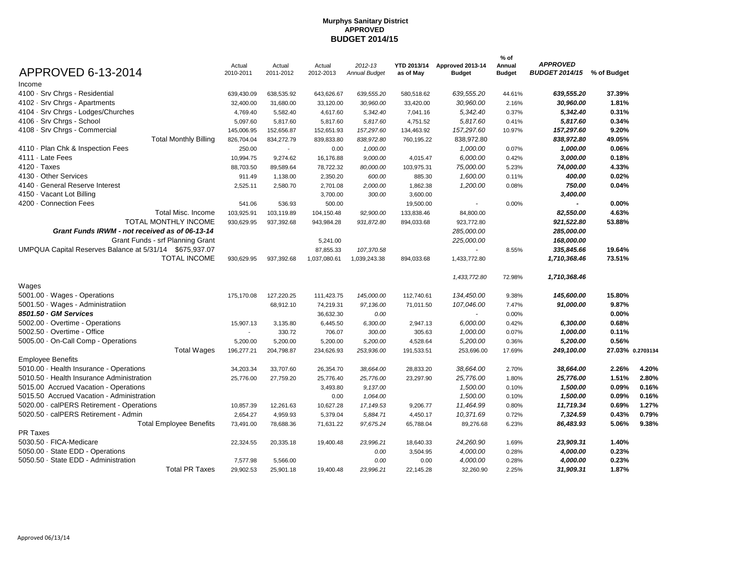**Murphys Sanitary District**
**APPROVED**
**BUDGET 2014/15**

| APPROVED 6-13-2014 | Actual 2010-2011 | Actual 2011-2012 | Actual 2012-2013 | *2012-13 Annual Budget* | **YTD 2013/14 as of May** | **Approved 2013-14 Budget** | **% of Annual Budget** | ***APPROVED BUDGET 2014/15*** | **% of Budget** | |
|---|---|---|---|---|---|---|---|---|---|---|
| Income | | | | | | | | | | |
| 4100 · Srv Chrgs - Residential | 639,430.09 | 638,535.92 | 643,626.67 | *639,555.20* | 580,518.62 | *639,555.20* | 44.61% | ***639,555.20*** | **37.39%** | |
| 4102 · Srv Chrgs - Apartments | 32,400.00 | 31,680.00 | 33,120.00 | *30,960.00* | 33,420.00 | *30,960.00* | 2.16% | ***30,960.00*** | **1.81%** | |
| 4104 · Srv Chrgs - Lodges/Churches | 4,769.40 | 5,582.40 | 4,617.60 | *5,342.40* | 7,041.16 | *5,342.40* | 0.37% | ***5,342.40*** | **0.31%** | |
| 4106 · Srv Chrgs - School | 5,097.60 | 5,817.60 | 5,817.60 | *5,817.60* | 4,751.52 | *5,817.60* | 0.41% | ***5,817.60*** | **0.34%** | |
| 4108 · Srv Chrgs - Commercial | 145,006.95 | 152,656.87 | 152,651.93 | *157,297.60* | 134,463.92 | *157,297.60* | 10.97% | ***157,297.60*** | **9.20%** | |
| Total Monthly Billing | 826,704.04 | 834,272.79 | 839,833.80 | *838,972.80* | 760,195.22 | 838,972.80 | | ***838,972.80*** | **49.05%** | |
| 4110 · Plan Chk & Inspection Fees | 250.00 | - | 0.00 | *1,000.00* | | *1,000.00* | 0.07% | ***1,000.00*** | **0.06%** | |
| 4111 · Late Fees | 10,994.75 | 9,274.62 | 16,176.88 | *9,000.00* | 4,015.47 | *6,000.00* | 0.42% | ***3,000.00*** | **0.18%** | |
| 4120 · Taxes | 88,703.50 | 89,589.64 | 78,722.32 | *80,000.00* | 103,975.31 | *75,000.00* | 5.23% | ***74,000.00*** | **4.33%** | |
| 4130 · Other Services | 911.49 | 1,138.00 | 2,350.20 | *600.00* | 885.30 | *1,600.00* | 0.11% | ***400.00*** | **0.02%** | |
| 4140 · General Reserve Interest | 2,525.11 | 2,580.70 | 2,701.08 | *2,000.00* | 1,862.38 | *1,200.00* | 0.08% | ***750.00*** | **0.04%** | |
| 4150 · Vacant Lot Billing | | | 3,700.00 | *300.00* | 3,600.00 | | | ***3,400.00*** | | |
| 4200 · Connection Fees | 541.06 | 536.93 | 500.00 | | 19,500.00 | - | 0.00% | ***-*** | **0.00%** | |
| Total Misc. Income | 103,925.91 | 103,119.89 | 104,150.48 | *92,900.00* | 133,838.46 | 84,800.00 | | ***82,550.00*** | **4.63%** | |
| TOTAL MONTHLY INCOME | 930,629.95 | 937,392.68 | 943,984.28 | *931,872.80* | 894,033.68 | 923,772.80 | | ***921,522.80*** | **53.88%** | |
| ***Grant Funds IRWM - not received as of 06-13-14*** | | | | | | *285,000.00* | | ***285,000.00*** | | |
| Grant Funds - srf Planning Grant | | | 5,241.00 | | | *225,000.00* | | ***168,000.00*** | | |
| UMPQUA Capital Reserves Balance at 5/31/14 $675,937.07 | | | 87,855.33 | *107,370.58* | | - | 8.55% | ***335,845.66*** | **19.64%** | |
| TOTAL INCOME | 930,629.95 | 937,392.68 | 1,037,080.61 | 1,039,243.38 | 894,033.68 | 1,433,772.80 | | ***1,710,368.46*** | **73.51%** | |
| | | | | | | *1,433,772.80* | 72.98% | ***1,710,368.46*** | | |
| Wages | | | | | | | | | | |
| 5001.00 · Wages - Operations | 175,170.08 | 127,220.25 | 111,423.75 | *145,000.00* | 112,740.61 | *134,450.00* | 9.38% | ***145,600.00*** | **15.80%** | |
| 5001.50 · Wages - Administratiion | | 68,912.10 | 74,219.31 | *97,136.00* | 71,011.50 | *107,046.00* | 7.47% | ***91,000.00*** | **9.87%** | |
| ***8501.50 · GM Services*** | | | 36,632.30 | *0.00* | | - | 0.00% | | **0.00%** | |
| 5002.00 · Overtime - Operations | 15,907.13 | 3,135.80 | 6,445.50 | *6,300.00* | 2,947.13 | *6,000.00* | 0.42% | ***6,300.00*** | **0.68%** | |
| 5002.50 · Overtime - Office | - | 330.72 | 706.07 | *300.00* | 305.63 | *1,000.00* | 0.07% | ***1,000.00*** | **0.11%** | |
| 5005.00 · On-Call Comp - Operations | 5,200.00 | 5,200.00 | 5,200.00 | *5,200.00* | 4,528.64 | *5,200.00* | 0.36% | ***5,200.00*** | **0.56%** | |
| Total Wages | 196,277.21 | 204,798.87 | 234,626.93 | *253,936.00* | 191,533.51 | 253,696.00 | 17.69% | ***249,100.00*** | **27.03%** | **0.2703134** |
| Employee Benefits | | | | | | | | | | |
| 5010.00 · Health Insurance - Operations | 34,203.34 | 33,707.60 | 26,354.70 | *38,664.00* | 28,833.20 | *38,664.00* | 2.70% | ***38,664.00*** | **2.26%** | **4.20%** |
| 5010.50 · Health Insurance Administration | 25,776.00 | 27,759.20 | 25,776.40 | *25,776.00* | 23,297.90 | *25,776.00* | 1.80% | ***25,776.00*** | **1.51%** | **2.80%** |
| 5015.00 Accrued Vacation - Operations | | | 3,493.80 | *9,137.00* | | *1,500.00* | 0.10% | ***1,500.00*** | **0.09%** | **0.16%** |
| 5015.50 Accrued Vacation - Administration | | | 0.00 | *1,064.00* | | *1,500.00* | 0.10% | ***1,500.00*** | **0.09%** | **0.16%** |
| 5020.00 · calPERS Retirement - Operations | 10,857.39 | 12,261.63 | 10,627.28 | *17,149.53* | 9,206.77 | *11,464.99* | 0.80% | ***11,719.34*** | **0.69%** | **1.27%** |
| 5020.50 · calPERS Retirement - Admin | 2,654.27 | 4,959.93 | 5,379.04 | *5,884.71* | 4,450.17 | *10,371.69* | 0.72% | ***7,324.59*** | **0.43%** | **0.79%** |
| Total Employee Benefits | 73,491.00 | 78,688.36 | 71,631.22 | *97,675.24* | 65,788.04 | 89,276.68 | 6.23% | ***86,483.93*** | **5.06%** | **9.38%** |
| PR Taxes | | | | | | | | | | |
| 5030.50 · FICA-Medicare | 22,324.55 | 20,335.18 | 19,400.48 | *23,996.21* | 18,640.33 | *24,260.90* | 1.69% | ***23,909.31*** | **1.40%** | |
| 5050.00 · State EDD - Operations | | | | *0.00* | 3,504.95 | *4,000.00* | 0.28% | ***4,000.00*** | **0.23%** | |
| 5050.50 · State EDD - Administration | 7,577.98 | 5,566.00 | | *0.00* | 0.00 | *4,000.00* | 0.28% | ***4,000.00*** | **0.23%** | |
| Total PR Taxes | 29,902.53 | 25,901.18 | 19,400.48 | *23,996.21* | 22,145.28 | 32,260.90 | 2.25% | ***31,909.31*** | **1.87%** | |

Approved 06/13/14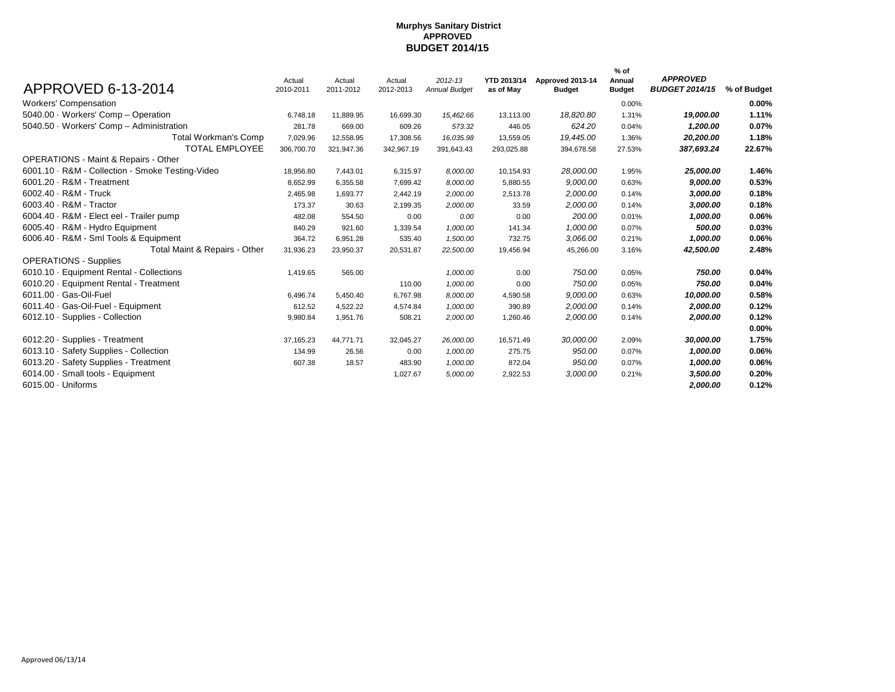**Murphys Sanitary District**
**APPROVED**
**BUDGET 2014/15**

| APPROVED 6-13-2014 | Actual 2010-2011 | Actual 2011-2012 | Actual 2012-2013 | *2012-13 Annual Budget* | **YTD 2013/14 as of May** | **Approved 2013-14 Budget** | **% of Annual Budget** | ***APPROVED BUDGET 2014/15*** | **% of Budget** |
|---|---|---|---|---|---|---|---|---|---|
| Workers' Compensation | | | | | | | 0.00% | | **0.00%** |
| 5040.00 · Workers' Comp – Operation | 6,748.18 | 11,889.95 | 16,699.30 | *15,462.66* | 13,113.00 | *18,820.80* | 1.31% | ***19,000.00*** | **1.11%** |
| 5040.50 · Workers' Comp – Administration | 281.78 | 669.00 | 609.26 | *573.32* | 446.05 | *624.20* | 0.04% | ***1,200.00*** | **0.07%** |
| Total Workman's Comp | 7,029.96 | 12,558.95 | 17,308.56 | *16,035.98* | 13,559.05 | *19,445.00* | 1.36% | ***20,200.00*** | **1.18%** |
| TOTAL EMPLOYEE | 306,700.70 | 321,947.36 | 342,967.19 | 391,643.43 | 293,025.88 | 394,678.58 | 27.53% | ***387,693.24*** | **22.67%** |
| OPERATIONS - Maint & Repairs - Other | | | | | | | | | |
| 6001.10 · R&M - Collection - Smoke Testing-Video | 18,956.80 | 7,443.01 | 6,315.97 | *8,000.00* | 10,154.93 | *28,000.00* | 1.95% | ***25,000.00*** | **1.46%** |
| 6001.20 · R&M - Treatment | 8,652.99 | 6,355.58 | 7,699.42 | *8,000.00* | 5,880.55 | *9,000.00* | 0.63% | ***9,000.00*** | **0.53%** |
| 6002.40 · R&M - Truck | 2,465.98 | 1,693.77 | 2,442.19 | *2,000.00* | 2,513.78 | *2,000.00* | 0.14% | ***3,000.00*** | **0.18%** |
| 6003.40 · R&M - Tractor | 173.37 | 30.63 | 2,199.35 | *2,000.00* | 33.59 | *2,000.00* | 0.14% | ***3,000.00*** | **0.18%** |
| 6004.40 · R&M - Elect eel - Trailer pump | 482.08 | 554.50 | 0.00 | *0.00* | 0.00 | *200.00* | 0.01% | ***1,000.00*** | **0.06%** |
| 6005.40 · R&M - Hydro Equipment | 840.29 | 921.60 | 1,339.54 | *1,000.00* | 141.34 | *1,000.00* | 0.07% | ***500.00*** | **0.03%** |
| 6006.40 · R&M - Sml Tools & Equipment | 364.72 | 6,951.28 | 535.40 | *1,500.00* | 732.75 | *3,066.00* | 0.21% | ***1,000.00*** | **0.06%** |
| Total Maint & Repairs - Other | 31,936.23 | 23,950.37 | 20,531.87 | *22,500.00* | 19,456.94 | 45,266.00 | 3.16% | ***42,500.00*** | **2.48%** |
| OPERATIONS - Supplies | | | | | | | | | |
| 6010.10 · Equipment Rental - Collections | 1,419.65 | 565.00 | | *1,000.00* | 0.00 | *750.00* | 0.05% | ***750.00*** | **0.04%** |
| 6010.20 · Equipment Rental - Treatment | | | 110.00 | *1,000.00* | 0.00 | *750.00* | 0.05% | ***750.00*** | **0.04%** |
| 6011.00 · Gas-Oil-Fuel | 6,496.74 | 5,450.40 | 6,767.98 | *8,000.00* | 4,590.58 | *9,000.00* | 0.63% | ***10,000.00*** | **0.58%** |
| 6011.40 · Gas-Oil-Fuel - Equipment | 612.52 | 4,522.22 | 4,574.84 | *1,000.00* | 390.89 | *2,000.00* | 0.14% | ***2,000.00*** | **0.12%** |
| 6012.10 · Supplies - Collection | 9,980.84 | 1,951.76 | 508.21 | *2,000.00* | 1,260.46 | *2,000.00* | 0.14% | ***2,000.00*** | **0.12%** |
| | | | | | | | | | **0.00%** |
| 6012.20 · Supplies - Treatment | 37,165.23 | 44,771.71 | 32,045.27 | *26,000.00* | 16,571.49 | *30,000.00* | 2.09% | ***30,000.00*** | **1.75%** |
| 6013.10 · Safety Supplies - Collection | 134.99 | 26.56 | 0.00 | *1,000.00* | 275.75 | *950.00* | 0.07% | ***1,000.00*** | **0.06%** |
| 6013.20 · Safety Supplies - Treatment | 607.38 | 18.57 | 483.90 | *1,000.00* | 872.04 | *950.00* | 0.07% | ***1,000.00*** | **0.06%** |
| 6014.00 · Small tools - Equipment | | | 1,027.67 | *5,000.00* | 2,922.53 | *3,000.00* | 0.21% | ***3,500.00*** | **0.20%** |
| 6015.00 · Uniforms | | | | | | | | ***2,000.00*** | **0.12%** |

Approved 06/13/14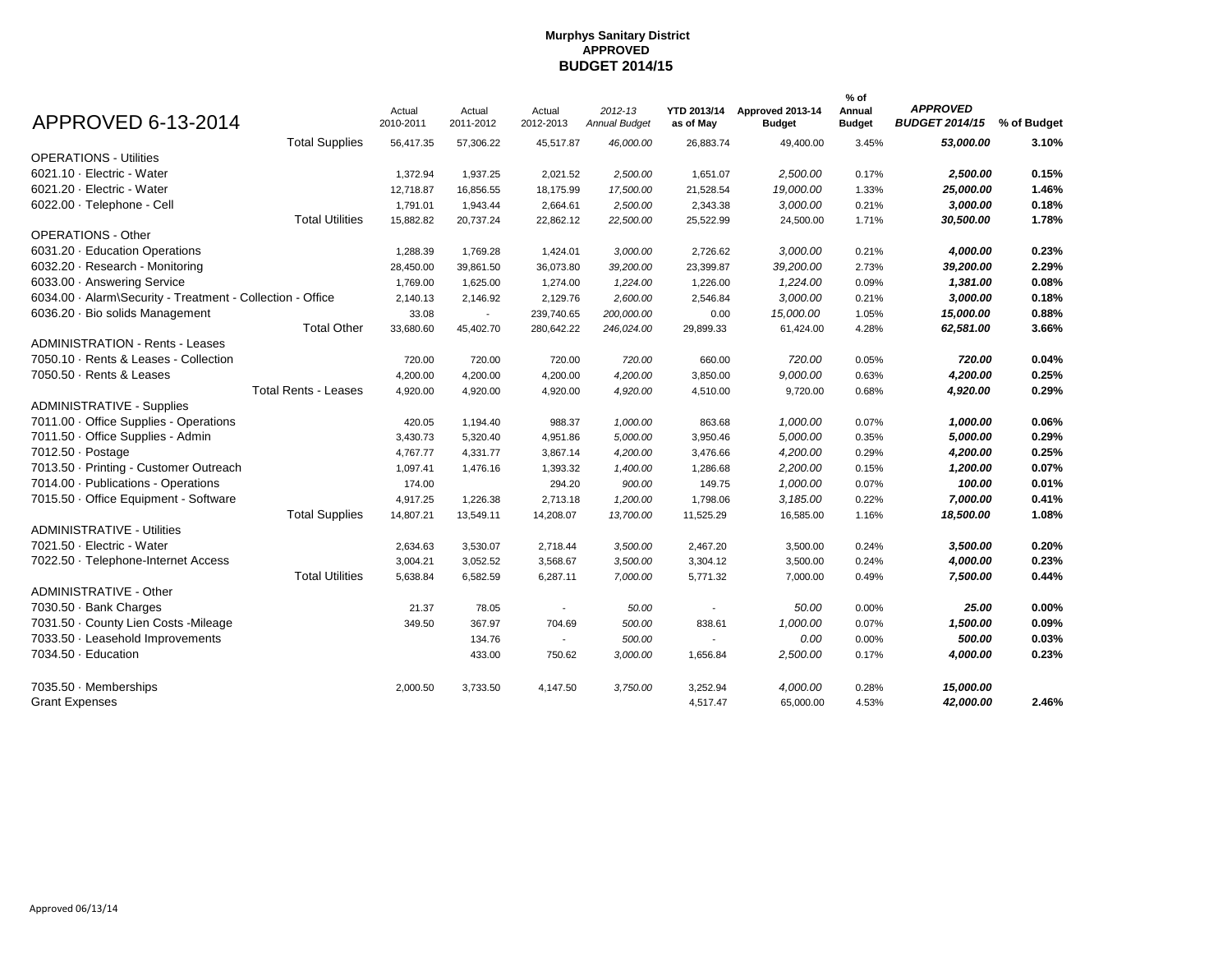**Murphys Sanitary District**
**APPROVED**
**BUDGET 2014/15**

| APPROVED 6-13-2014 | Actual 2010-2011 | Actual 2011-2012 | Actual 2012-2013 | *2012-13 Annual Budget* | **YTD 2013/14 as of May** | **Approved 2013-14 Budget** | **% of Annual Budget** | ***APPROVED BUDGET 2014/15*** | **% of Budget** |
|---|---|---|---|---|---|---|---|---|---|
| Total Supplies | 56,417.35 | 57,306.22 | 45,517.87 | *46,000.00* | 26,883.74 | 49,400.00 | 3.45% | ***53,000.00*** | **3.10%** |
| OPERATIONS - Utilities | | | | | | | | | |
| 6021.10 · Electric - Water | 1,372.94 | 1,937.25 | 2,021.52 | *2,500.00* | 1,651.07 | *2,500.00* | 0.17% | ***2,500.00*** | **0.15%** |
| 6021.20 · Electric - Water | 12,718.87 | 16,856.55 | 18,175.99 | *17,500.00* | 21,528.54 | *19,000.00* | 1.33% | ***25,000.00*** | **1.46%** |
| 6022.00 · Telephone - Cell | 1,791.01 | 1,943.44 | 2,664.61 | *2,500.00* | 2,343.38 | *3,000.00* | 0.21% | ***3,000.00*** | **0.18%** |
| Total Utilities | 15,882.82 | 20,737.24 | 22,862.12 | *22,500.00* | 25,522.99 | 24,500.00 | 1.71% | ***30,500.00*** | **1.78%** |
| OPERATIONS - Other | | | | | | | | | |
| 6031.20 · Education Operations | 1,288.39 | 1,769.28 | 1,424.01 | *3,000.00* | 2,726.62 | *3,000.00* | 0.21% | ***4,000.00*** | **0.23%** |
| 6032.20 · Research - Monitoring | 28,450.00 | 39,861.50 | 36,073.80 | *39,200.00* | 23,399.87 | *39,200.00* | 2.73% | ***39,200.00*** | **2.29%** |
| 6033.00 · Answering Service | 1,769.00 | 1,625.00 | 1,274.00 | *1,224.00* | 1,226.00 | *1,224.00* | 0.09% | ***1,381.00*** | **0.08%** |
| 6034.00 · Alarm\Security - Treatment - Collection - Office | 2,140.13 | 2,146.92 | 2,129.76 | *2,600.00* | 2,546.84 | *3,000.00* | 0.21% | ***3,000.00*** | **0.18%** |
| 6036.20 · Bio solids Management | 33.08 | - | 239,740.65 | *200,000.00* | 0.00 | *15,000.00* | 1.05% | ***15,000.00*** | **0.88%** |
| Total Other | 33,680.60 | 45,402.70 | 280,642.22 | *246,024.00* | 29,899.33 | 61,424.00 | 4.28% | ***62,581.00*** | **3.66%** |
| ADMINISTRATION - Rents - Leases | | | | | | | | | |
| 7050.10 · Rents & Leases - Collection | 720.00 | 720.00 | 720.00 | *720.00* | 660.00 | *720.00* | 0.05% | ***720.00*** | **0.04%** |
| 7050.50 · Rents & Leases | 4,200.00 | 4,200.00 | 4,200.00 | *4,200.00* | 3,850.00 | *9,000.00* | 0.63% | ***4,200.00*** | **0.25%** |
| Total Rents - Leases | 4,920.00 | 4,920.00 | 4,920.00 | *4,920.00* | 4,510.00 | 9,720.00 | 0.68% | ***4,920.00*** | **0.29%** |
| ADMINISTRATIVE - Supplies | | | | | | | | | |
| 7011.00 · Office Supplies - Operations | 420.05 | 1,194.40 | 988.37 | *1,000.00* | 863.68 | *1,000.00* | 0.07% | ***1,000.00*** | **0.06%** |
| 7011.50 · Office Supplies - Admin | 3,430.73 | 5,320.40 | 4,951.86 | *5,000.00* | 3,950.46 | *5,000.00* | 0.35% | ***5,000.00*** | **0.29%** |
| 7012.50 · Postage | 4,767.77 | 4,331.77 | 3,867.14 | *4,200.00* | 3,476.66 | *4,200.00* | 0.29% | ***4,200.00*** | **0.25%** |
| 7013.50 · Printing - Customer Outreach | 1,097.41 | 1,476.16 | 1,393.32 | *1,400.00* | 1,286.68 | *2,200.00* | 0.15% | ***1,200.00*** | **0.07%** |
| 7014.00 · Publications - Operations | 174.00 | | 294.20 | *900.00* | 149.75 | *1,000.00* | 0.07% | ***100.00*** | **0.01%** |
| 7015.50 · Office Equipment - Software | 4,917.25 | 1,226.38 | 2,713.18 | *1,200.00* | 1,798.06 | *3,185.00* | 0.22% | ***7,000.00*** | **0.41%** |
| Total Supplies | 14,807.21 | 13,549.11 | 14,208.07 | *13,700.00* | 11,525.29 | 16,585.00 | 1.16% | ***18,500.00*** | **1.08%** |
| ADMINISTRATIVE - Utilities | | | | | | | | | |
| 7021.50 · Electric - Water | 2,634.63 | 3,530.07 | 2,718.44 | *3,500.00* | 2,467.20 | 3,500.00 | 0.24% | ***3,500.00*** | **0.20%** |
| 7022.50 · Telephone-Internet Access | 3,004.21 | 3,052.52 | 3,568.67 | *3,500.00* | 3,304.12 | 3,500.00 | 0.24% | ***4,000.00*** | **0.23%** |
| Total Utilities | 5,638.84 | 6,582.59 | 6,287.11 | *7,000.00* | 5,771.32 | 7,000.00 | 0.49% | ***7,500.00*** | **0.44%** |
| ADMINISTRATIVE - Other | | | | | | | | | |
| 7030.50 · Bank Charges | 21.37 | 78.05 | - | *50.00* | - | *50.00* | 0.00% | ***25.00*** | **0.00%** |
| 7031.50 · County Lien Costs -Mileage | 349.50 | 367.97 | 704.69 | *500.00* | 838.61 | *1,000.00* | 0.07% | ***1,500.00*** | **0.09%** |
| 7033.50 · Leasehold Improvements | | 134.76 | - | *500.00* | - | *0.00* | 0.00% | ***500.00*** | **0.03%** |
| 7034.50 · Education | | 433.00 | 750.62 | *3,000.00* | 1,656.84 | *2,500.00* | 0.17% | ***4,000.00*** | **0.23%** |
| 7035.50 · Memberships | 2,000.50 | 3,733.50 | 4,147.50 | *3,750.00* | 3,252.94 | *4,000.00* | 0.28% | ***15,000.00*** | |
| Grant Expenses | | | | | 4,517.47 | 65,000.00 | 4.53% | ***42,000.00*** | **2.46%** |

Approved 06/13/14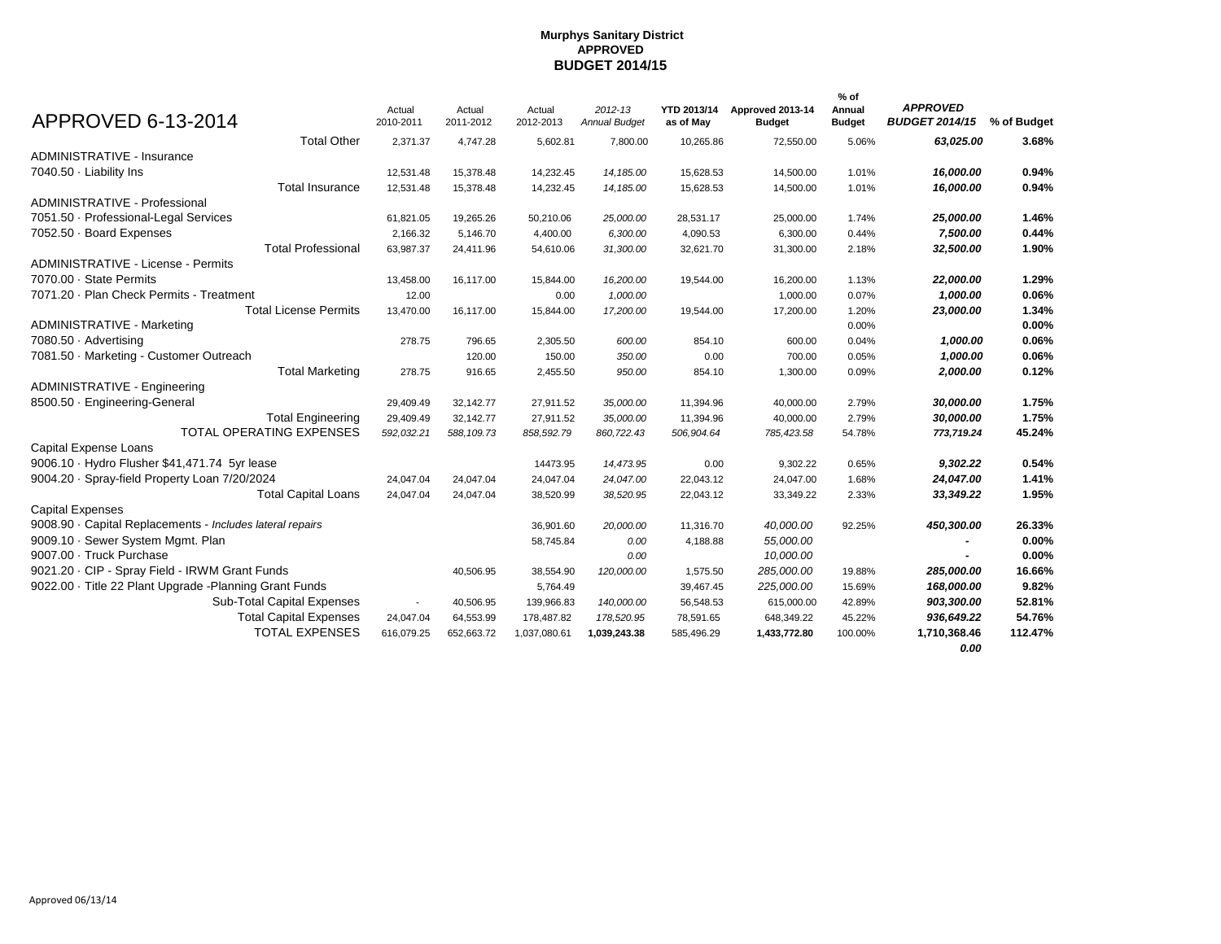**Murphys Sanitary District**
**APPROVED**
**BUDGET 2014/15**

| APPROVED 6-13-2014 | Actual 2010-2011 | Actual 2011-2012 | Actual 2012-2013 | *2012-13 Annual Budget* | **YTD 2013/14 as of May** | **Approved 2013-14 Budget** | **% of Annual Budget** | ***APPROVED BUDGET 2014/15*** | **% of Budget** |
|---|---|---|---|---|---|---|---|---|---|
| Total Other | 2,371.37 | 4,747.28 | 5,602.81 | 7,800.00 | 10,265.86 | 72,550.00 | 5.06% | ***63,025.00*** | **3.68%** |
| ADMINISTRATIVE - Insurance | | | | | | | | | |
| 7040.50 · Liability Ins | 12,531.48 | 15,378.48 | 14,232.45 | *14,185.00* | 15,628.53 | 14,500.00 | 1.01% | ***16,000.00*** | **0.94%** |
| Total Insurance | 12,531.48 | 15,378.48 | 14,232.45 | *14,185.00* | 15,628.53 | 14,500.00 | 1.01% | ***16,000.00*** | **0.94%** |
| ADMINISTRATIVE - Professional | | | | | | | | | |
| 7051.50 · Professional-Legal Services | 61,821.05 | 19,265.26 | 50,210.06 | *25,000.00* | 28,531.17 | 25,000.00 | 1.74% | ***25,000.00*** | **1.46%** |
| 7052.50 · Board Expenses | 2,166.32 | 5,146.70 | 4,400.00 | *6,300.00* | 4,090.53 | 6,300.00 | 0.44% | ***7,500.00*** | **0.44%** |
| Total Professional | 63,987.37 | 24,411.96 | 54,610.06 | *31,300.00* | 32,621.70 | 31,300.00 | 2.18% | ***32,500.00*** | **1.90%** |
| ADMINISTRATIVE - License - Permits | | | | | | | | | |
| 7070.00 · State Permits | 13,458.00 | 16,117.00 | 15,844.00 | *16,200.00* | 19,544.00 | 16,200.00 | 1.13% | ***22,000.00*** | **1.29%** |
| 7071.20 · Plan Check Permits - Treatment | 12.00 | | 0.00 | *1,000.00* | | 1,000.00 | 0.07% | ***1,000.00*** | **0.06%** |
| Total License Permits | 13,470.00 | 16,117.00 | 15,844.00 | *17,200.00* | 19,544.00 | 17,200.00 | 1.20% | ***23,000.00*** | **1.34%** |
| ADMINISTRATIVE - Marketing | | | | | | | 0.00% | | **0.00%** |
| 7080.50 · Advertising | 278.75 | 796.65 | 2,305.50 | *600.00* | 854.10 | 600.00 | 0.04% | ***1,000.00*** | **0.06%** |
| 7081.50 · Marketing - Customer Outreach | | 120.00 | 150.00 | *350.00* | 0.00 | 700.00 | 0.05% | ***1,000.00*** | **0.06%** |
| Total Marketing | 278.75 | 916.65 | 2,455.50 | *950.00* | 854.10 | 1,300.00 | 0.09% | ***2,000.00*** | **0.12%** |
| ADMINISTRATIVE - Engineering | | | | | | | | | |
| 8500.50 · Engineering-General | 29,409.49 | 32,142.77 | 27,911.52 | *35,000.00* | 11,394.96 | 40,000.00 | 2.79% | ***30,000.00*** | **1.75%** |
| Total Engineering | 29,409.49 | 32,142.77 | 27,911.52 | *35,000.00* | 11,394.96 | 40,000.00 | 2.79% | ***30,000.00*** | **1.75%** |
| TOTAL OPERATING EXPENSES | *592,032.21* | *588,109.73* | *858,592.79* | *860,722.43* | *506,904.64* | *785,423.58* | 54.78% | ***773,719.24*** | **45.24%** |
| Capital Expense Loans | | | | | | | | | |
| 9006.10 · Hydro Flusher $41,471.74 5yr lease | | | 14473.95 | *14,473.95* | 0.00 | 9,302.22 | 0.65% | ***9,302.22*** | **0.54%** |
| 9004.20 · Spray-field Property Loan 7/20/2024 | 24,047.04 | 24,047.04 | 24,047.04 | *24,047.00* | 22,043.12 | 24,047.00 | 1.68% | ***24,047.00*** | **1.41%** |
| Total Capital Loans | 24,047.04 | 24,047.04 | 38,520.99 | *38,520.95* | 22,043.12 | 33,349.22 | 2.33% | ***33,349.22*** | **1.95%** |
| Capital Expenses | | | | | | | | | |
| 9008.90 · Capital Replacements - *Includes lateral repairs* | | | 36,901.60 | *20,000.00* | 11,316.70 | *40,000.00* | 92.25% | ***450,300.00*** | **26.33%** |
| 9009.10 · Sewer System Mgmt. Plan | | | 58,745.84 | *0.00* | 4,188.88 | *55,000.00* | | ***-*** | **0.00%** |
| 9007.00 · Truck Purchase | | | | *0.00* | | *10,000.00* | | ***-*** | **0.00%** |
| 9021.20 · CIP - Spray Field - IRWM Grant Funds | | 40,506.95 | 38,554.90 | *120,000.00* | 1,575.50 | *285,000.00* | 19.88% | ***285,000.00*** | **16.66%** |
| 9022.00 · Title 22 Plant Upgrade -Planning Grant Funds | | | 5,764.49 | | 39,467.45 | *225,000.00* | 15.69% | ***168,000.00*** | **9.82%** |
| Sub-Total Capital Expenses | - | 40,506.95 | 139,966.83 | *140,000.00* | 56,548.53 | 615,000.00 | 42.89% | ***903,300.00*** | **52.81%** |
| Total Capital Expenses | 24,047.04 | 64,553.99 | 178,487.82 | *178,520.95* | 78,591.65 | 648,349.22 | 45.22% | ***936,649.22*** | **54.76%** |
| TOTAL EXPENSES | 616,079.25 | 652,663.72 | 1,037,080.61 | **1,039,243.38** | 585,496.29 | **1,433,772.80** | 100.00% | **1,710,368.46** | **112.47%** |
| | | | | | | | | ***0.00*** | |